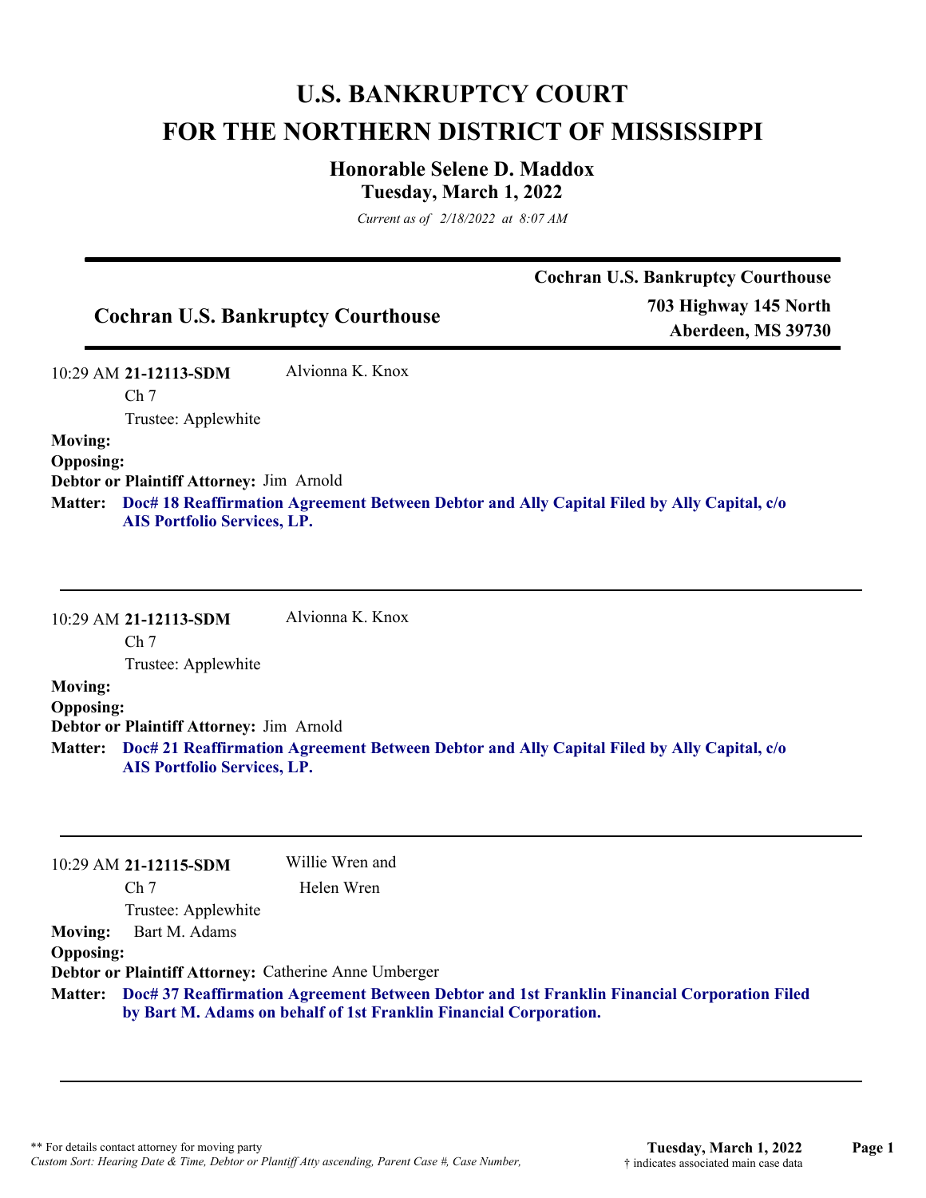# U.S. BANKRUPTCY COURT
# FOR THE NORTHERN DISTRICT OF MISSISSIPPI

### Honorable Selene D. Maddox
### Tuesday, March 1, 2022

*Current as of 2/18/2022 at 8:07 AM*

---

## Cochran U.S. Bankruptcy Courthouse

**Cochran U.S. Bankruptcy Courthouse**
**703 Highway 145 North**
**Aberdeen, MS 39730**

---

10:29 AM **21-12113-SDM** Alvionna K. Knox
Ch 7
Trustee: Applewhite

**Moving:**
**Opposing:**
**Debtor or Plaintiff Attorney:** Jim Arnold
**Matter:** **Doc# 18 Reaffirmation Agreement Between Debtor and Ally Capital Filed by Ally Capital, c/o AIS Portfolio Services, LP.**

---

10:29 AM **21-12113-SDM** Alvionna K. Knox
Ch 7
Trustee: Applewhite

**Moving:**
**Opposing:**
**Debtor or Plaintiff Attorney:** Jim Arnold
**Matter:** **Doc# 21 Reaffirmation Agreement Between Debtor and Ally Capital Filed by Ally Capital, c/o AIS Portfolio Services, LP.**

---

10:29 AM **21-12115-SDM** Willie Wren and Helen Wren
Ch 7
Trustee: Applewhite

**Moving:** Bart M. Adams
**Opposing:**
**Debtor or Plaintiff Attorney:** Catherine Anne Umberger
**Matter:** **Doc# 37 Reaffirmation Agreement Between Debtor and 1st Franklin Financial Corporation Filed by Bart M. Adams on behalf of 1st Franklin Financial Corporation.**

---

** For details contact attorney for moving party
*Custom Sort: Hearing Date & Time, Debtor or Plantiff Atty ascending, Parent Case #, Case Number,*
† indicates associated main case data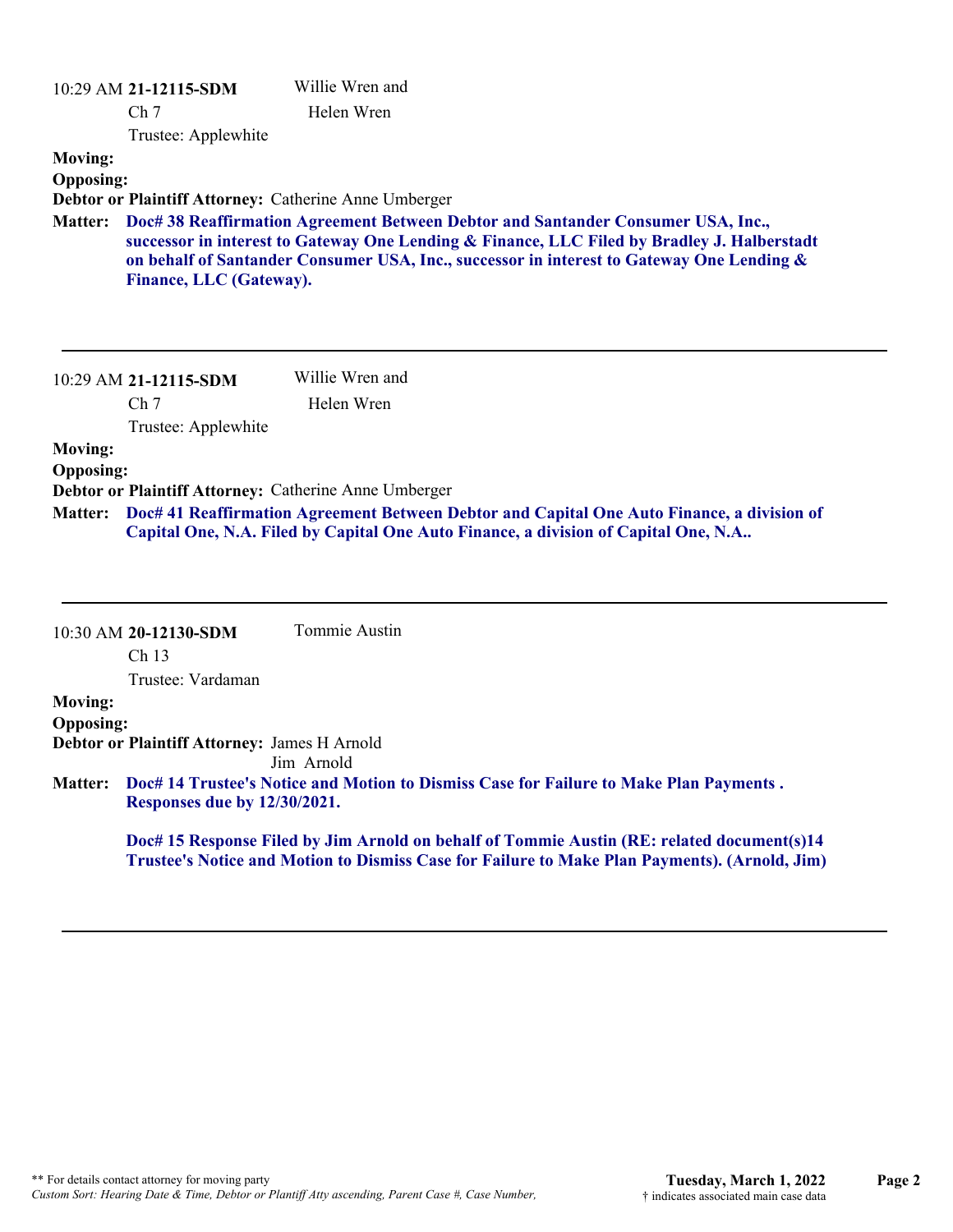10:29 AM **21-12115-SDM** Willie Wren and
Ch 7 Helen Wren
Trustee: Applewhite

**Moving:**
**Opposing:**
**Debtor or Plaintiff Attorney:** Catherine Anne Umberger
**Matter:** **Doc# 38 Reaffirmation Agreement Between Debtor and Santander Consumer USA, Inc., successor in interest to Gateway One Lending & Finance, LLC Filed by Bradley J. Halberstadt on behalf of Santander Consumer USA, Inc., successor in interest to Gateway One Lending & Finance, LLC (Gateway).**

---

10:29 AM **21-12115-SDM** Willie Wren and
Ch 7 Helen Wren
Trustee: Applewhite

**Moving:**
**Opposing:**
**Debtor or Plaintiff Attorney:** Catherine Anne Umberger
**Matter:** **Doc# 41 Reaffirmation Agreement Between Debtor and Capital One Auto Finance, a division of Capital One, N.A. Filed by Capital One Auto Finance, a division of Capital One, N.A..**

---

10:30 AM **20-12130-SDM** Tommie Austin
Ch 13
Trustee: Vardaman

**Moving:**
**Opposing:**
**Debtor or Plaintiff Attorney:** James H Arnold
Jim Arnold
**Matter:** **Doc# 14 Trustee's Notice and Motion to Dismiss Case for Failure to Make Plan Payments . Responses due by 12/30/2021.**

**Doc# 15 Response Filed by Jim Arnold on behalf of Tommie Austin (RE: related document(s)14 Trustee's Notice and Motion to Dismiss Case for Failure to Make Plan Payments). (Arnold, Jim)**

---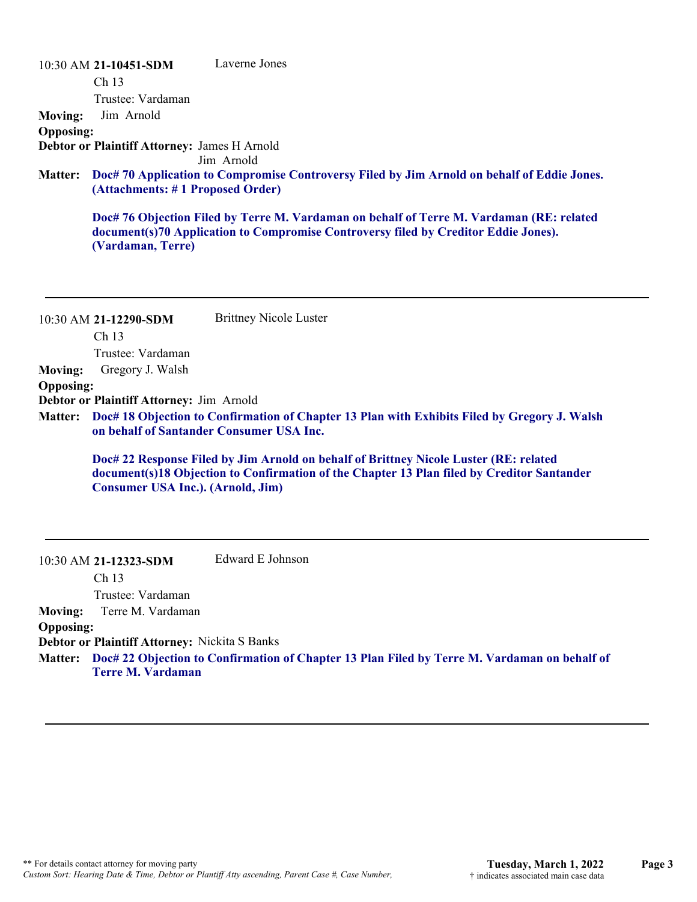10:30 AM **21-10451-SDM** Laverne Jones

Ch 13

Trustee: Vardaman

**Moving:** Jim Arnold

**Opposing:**

**Debtor or Plaintiff Attorney:** James H Arnold
Jim Arnold

**Matter:** **Doc# 70 Application to Compromise Controversy Filed by Jim Arnold on behalf of Eddie Jones. (Attachments: # 1 Proposed Order)**

**Doc# 76 Objection Filed by Terre M. Vardaman on behalf of Terre M. Vardaman (RE: related document(s)70 Application to Compromise Controversy filed by Creditor Eddie Jones). (Vardaman, Terre)**

---

10:30 AM **21-12290-SDM** Brittney Nicole Luster

Ch 13

Trustee: Vardaman

**Moving:** Gregory J. Walsh

**Opposing:**

**Debtor or Plaintiff Attorney:** Jim Arnold

**Matter:** **Doc# 18 Objection to Confirmation of Chapter 13 Plan with Exhibits Filed by Gregory J. Walsh on behalf of Santander Consumer USA Inc.**

**Doc# 22 Response Filed by Jim Arnold on behalf of Brittney Nicole Luster (RE: related document(s)18 Objection to Confirmation of the Chapter 13 Plan filed by Creditor Santander Consumer USA Inc.). (Arnold, Jim)**

---

10:30 AM **21-12323-SDM** Edward E Johnson

Ch 13

Trustee: Vardaman

**Moving:** Terre M. Vardaman

**Opposing:**

**Debtor or Plaintiff Attorney:** Nickita S Banks

**Matter:** **Doc# 22 Objection to Confirmation of Chapter 13 Plan Filed by Terre M. Vardaman on behalf of Terre M. Vardaman**

---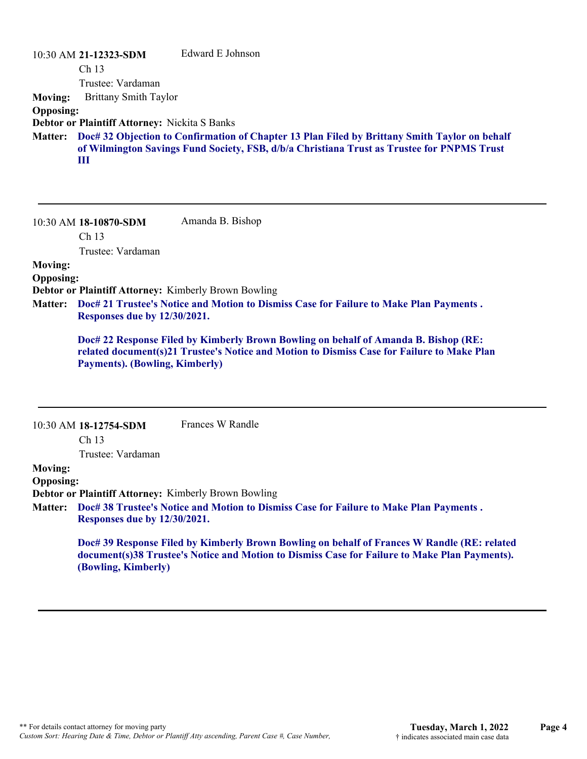10:30 AM **21-12323-SDM** Edward E Johnson

Ch 13

Trustee: Vardaman

**Moving:** Brittany Smith Taylor

**Opposing:**

**Debtor or Plaintiff Attorney:** Nickita S Banks

**Matter:** **Doc# 32 Objection to Confirmation of Chapter 13 Plan Filed by Brittany Smith Taylor on behalf of Wilmington Savings Fund Society, FSB, d/b/a Christiana Trust as Trustee for PNPMS Trust III**

---

10:30 AM **18-10870-SDM** Amanda B. Bishop

Ch 13

Trustee: Vardaman

**Moving:**

**Opposing:**

**Debtor or Plaintiff Attorney:** Kimberly Brown Bowling

**Matter:** **Doc# 21 Trustee's Notice and Motion to Dismiss Case for Failure to Make Plan Payments . Responses due by 12/30/2021.**

**Doc# 22 Response Filed by Kimberly Brown Bowling on behalf of Amanda B. Bishop (RE: related document(s)21 Trustee's Notice and Motion to Dismiss Case for Failure to Make Plan Payments). (Bowling, Kimberly)**

---

10:30 AM **18-12754-SDM** Frances W Randle

Ch 13

Trustee: Vardaman

**Moving:**

**Opposing:**

**Debtor or Plaintiff Attorney:** Kimberly Brown Bowling

**Matter:** **Doc# 38 Trustee's Notice and Motion to Dismiss Case for Failure to Make Plan Payments . Responses due by 12/30/2021.**

**Doc# 39 Response Filed by Kimberly Brown Bowling on behalf of Frances W Randle (RE: related document(s)38 Trustee's Notice and Motion to Dismiss Case for Failure to Make Plan Payments). (Bowling, Kimberly)**

---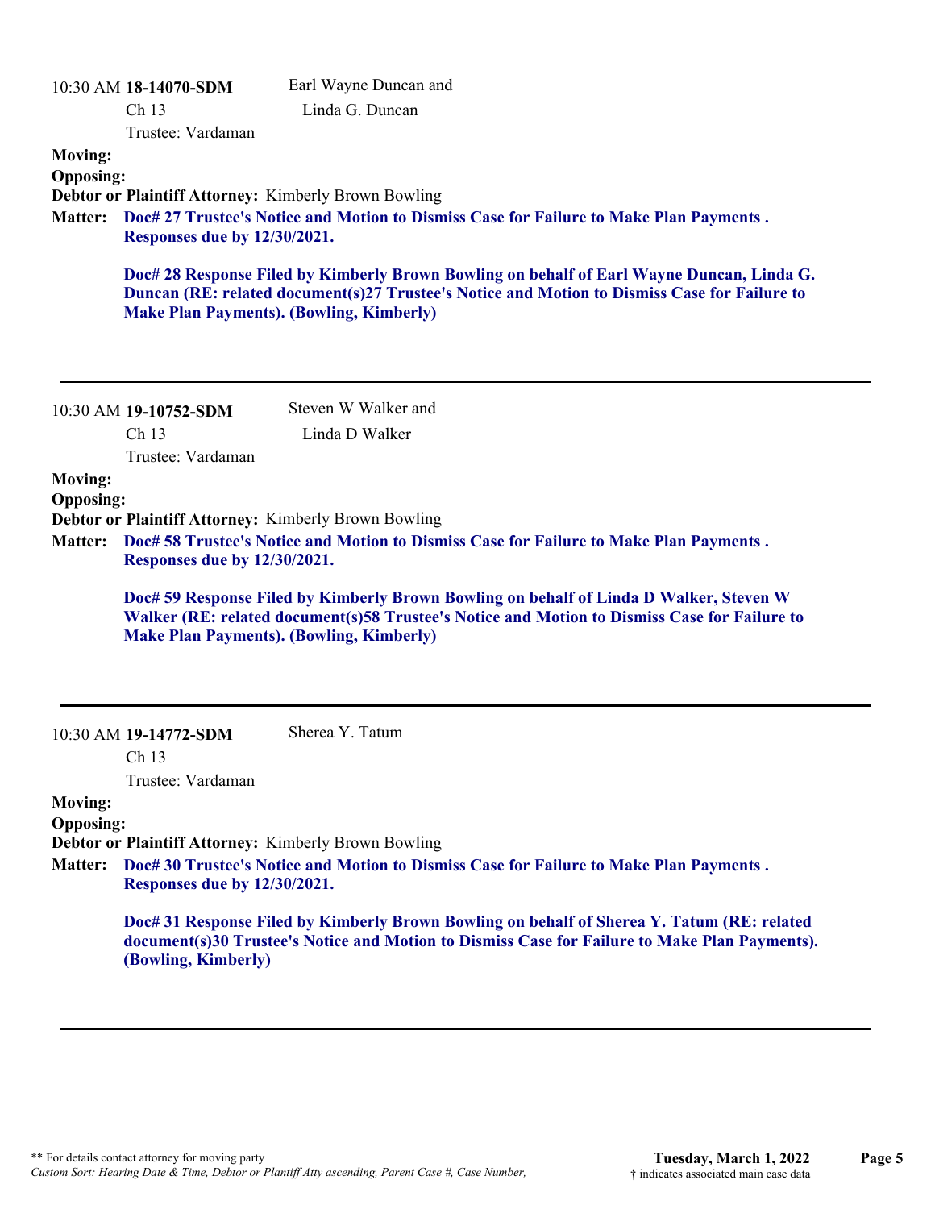10:30 AM **18-14070-SDM**
Ch 13
Trustee: Vardaman

Earl Wayne Duncan and
Linda G. Duncan

**Moving:**
**Opposing:**
**Debtor or Plaintiff Attorney:** Kimberly Brown Bowling
**Matter:** **Doc# 27 Trustee's Notice and Motion to Dismiss Case for Failure to Make Plan Payments . Responses due by 12/30/2021.**

**Doc# 28 Response Filed by Kimberly Brown Bowling on behalf of Earl Wayne Duncan, Linda G. Duncan (RE: related document(s)27 Trustee's Notice and Motion to Dismiss Case for Failure to Make Plan Payments). (Bowling, Kimberly)**

---

10:30 AM **19-10752-SDM**
Ch 13
Trustee: Vardaman

Steven W Walker and
Linda D Walker

**Moving:**
**Opposing:**
**Debtor or Plaintiff Attorney:** Kimberly Brown Bowling
**Matter:** **Doc# 58 Trustee's Notice and Motion to Dismiss Case for Failure to Make Plan Payments . Responses due by 12/30/2021.**

**Doc# 59 Response Filed by Kimberly Brown Bowling on behalf of Linda D Walker, Steven W Walker (RE: related document(s)58 Trustee's Notice and Motion to Dismiss Case for Failure to Make Plan Payments). (Bowling, Kimberly)**

---

10:30 AM **19-14772-SDM**
Ch 13
Trustee: Vardaman

Sherea Y. Tatum

**Moving:**
**Opposing:**
**Debtor or Plaintiff Attorney:** Kimberly Brown Bowling
**Matter:** **Doc# 30 Trustee's Notice and Motion to Dismiss Case for Failure to Make Plan Payments . Responses due by 12/30/2021.**

**Doc# 31 Response Filed by Kimberly Brown Bowling on behalf of Sherea Y. Tatum (RE: related document(s)30 Trustee's Notice and Motion to Dismiss Case for Failure to Make Plan Payments). (Bowling, Kimberly)**

---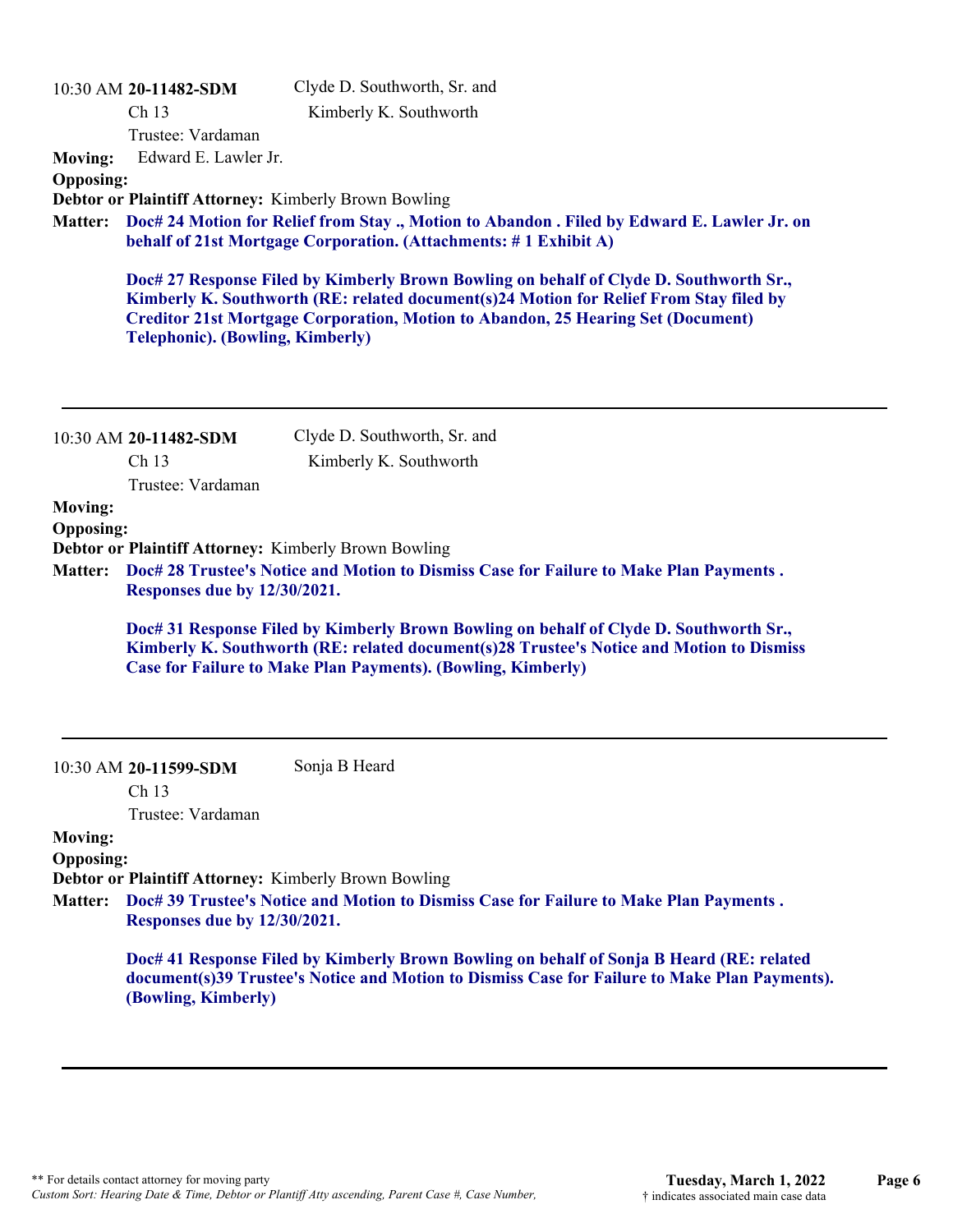10:30 AM **20-11482-SDM** Clyde D. Southworth, Sr. and Kimberly K. Southworth

Ch 13

Trustee: Vardaman

**Moving:** Edward E. Lawler Jr.

**Opposing:**

**Debtor or Plaintiff Attorney:** Kimberly Brown Bowling

**Matter:** **Doc# 24 Motion for Relief from Stay ., Motion to Abandon . Filed by Edward E. Lawler Jr. on behalf of 21st Mortgage Corporation. (Attachments: # 1 Exhibit A)**

**Doc# 27 Response Filed by Kimberly Brown Bowling on behalf of Clyde D. Southworth Sr., Kimberly K. Southworth (RE: related document(s)24 Motion for Relief From Stay filed by Creditor 21st Mortgage Corporation, Motion to Abandon, 25 Hearing Set (Document) Telephonic). (Bowling, Kimberly)**

---

10:30 AM **20-11482-SDM** Clyde D. Southworth, Sr. and Kimberly K. Southworth

Ch 13

Trustee: Vardaman

**Moving:**

**Opposing:**

**Debtor or Plaintiff Attorney:** Kimberly Brown Bowling

**Matter:** **Doc# 28 Trustee's Notice and Motion to Dismiss Case for Failure to Make Plan Payments . Responses due by 12/30/2021.**

**Doc# 31 Response Filed by Kimberly Brown Bowling on behalf of Clyde D. Southworth Sr., Kimberly K. Southworth (RE: related document(s)28 Trustee's Notice and Motion to Dismiss Case for Failure to Make Plan Payments). (Bowling, Kimberly)**

---

10:30 AM **20-11599-SDM** Sonja B Heard

Ch 13

Trustee: Vardaman

**Moving:**

**Opposing:**

**Debtor or Plaintiff Attorney:** Kimberly Brown Bowling

**Matter:** **Doc# 39 Trustee's Notice and Motion to Dismiss Case for Failure to Make Plan Payments . Responses due by 12/30/2021.**

**Doc# 41 Response Filed by Kimberly Brown Bowling on behalf of Sonja B Heard (RE: related document(s)39 Trustee's Notice and Motion to Dismiss Case for Failure to Make Plan Payments). (Bowling, Kimberly)**

---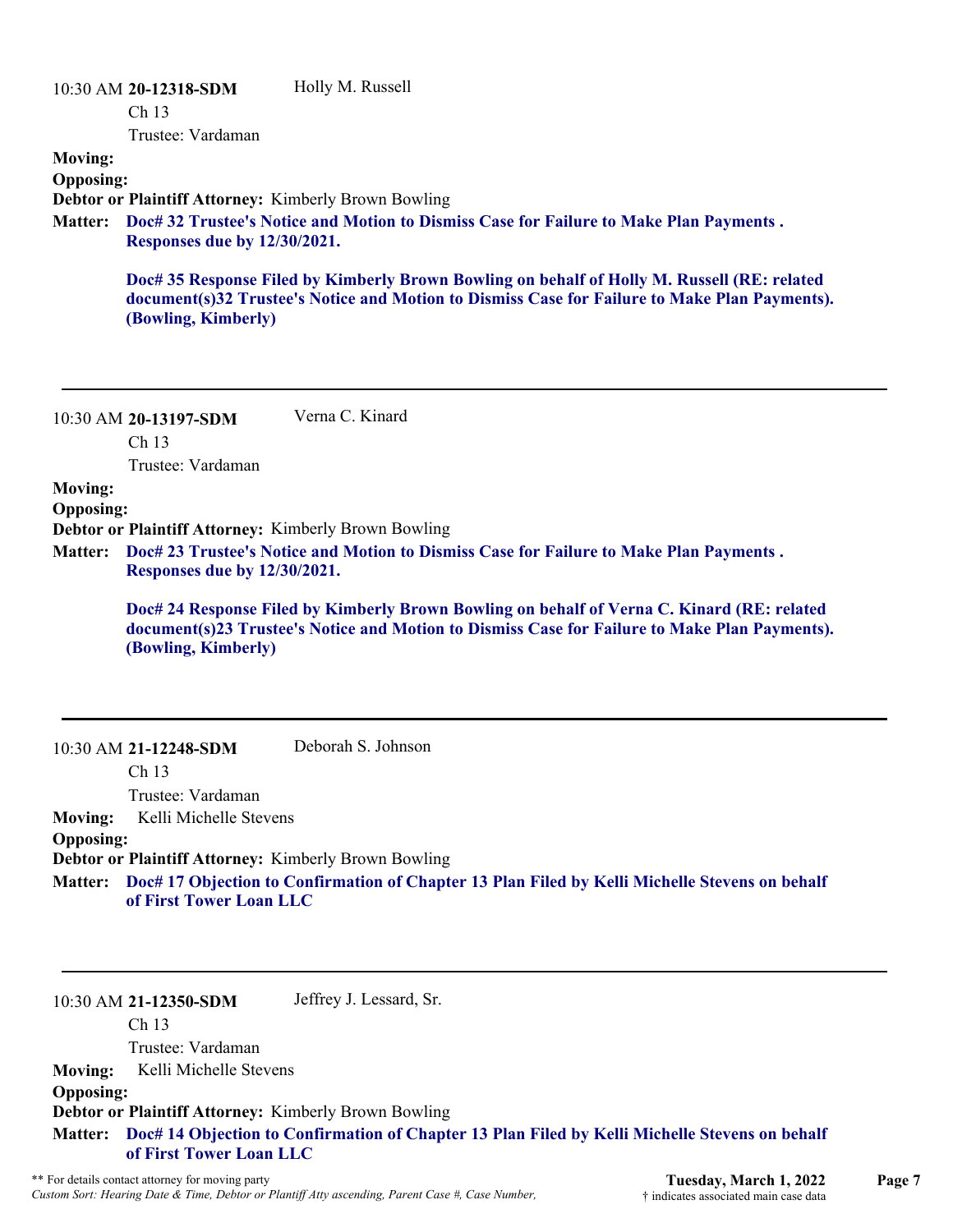10:30 AM **20-12318-SDM** Holly M. Russell

Ch 13

Trustee: Vardaman

**Moving:**

**Opposing:**

**Debtor or Plaintiff Attorney:** Kimberly Brown Bowling

**Matter:** **Doc# 32 Trustee's Notice and Motion to Dismiss Case for Failure to Make Plan Payments . Responses due by 12/30/2021.**

**Doc# 35 Response Filed by Kimberly Brown Bowling on behalf of Holly M. Russell (RE: related document(s)32 Trustee's Notice and Motion to Dismiss Case for Failure to Make Plan Payments). (Bowling, Kimberly)**

---

10:30 AM **20-13197-SDM** Verna C. Kinard

Ch 13

Trustee: Vardaman

**Moving:**

**Opposing:**

**Debtor or Plaintiff Attorney:** Kimberly Brown Bowling

**Matter:** **Doc# 23 Trustee's Notice and Motion to Dismiss Case for Failure to Make Plan Payments . Responses due by 12/30/2021.**

**Doc# 24 Response Filed by Kimberly Brown Bowling on behalf of Verna C. Kinard (RE: related document(s)23 Trustee's Notice and Motion to Dismiss Case for Failure to Make Plan Payments). (Bowling, Kimberly)**

---

10:30 AM **21-12248-SDM** Deborah S. Johnson

Ch 13

Trustee: Vardaman

**Moving:** Kelli Michelle Stevens

**Opposing:**

**Debtor or Plaintiff Attorney:** Kimberly Brown Bowling

**Matter:** **Doc# 17 Objection to Confirmation of Chapter 13 Plan Filed by Kelli Michelle Stevens on behalf of First Tower Loan LLC**

---

10:30 AM **21-12350-SDM** Jeffrey J. Lessard, Sr.

Ch 13

Trustee: Vardaman

**Moving:** Kelli Michelle Stevens

**Opposing:**

**Debtor or Plaintiff Attorney:** Kimberly Brown Bowling

**Matter:** **Doc# 14 Objection to Confirmation of Chapter 13 Plan Filed by Kelli Michelle Stevens on behalf of First Tower Loan LLC**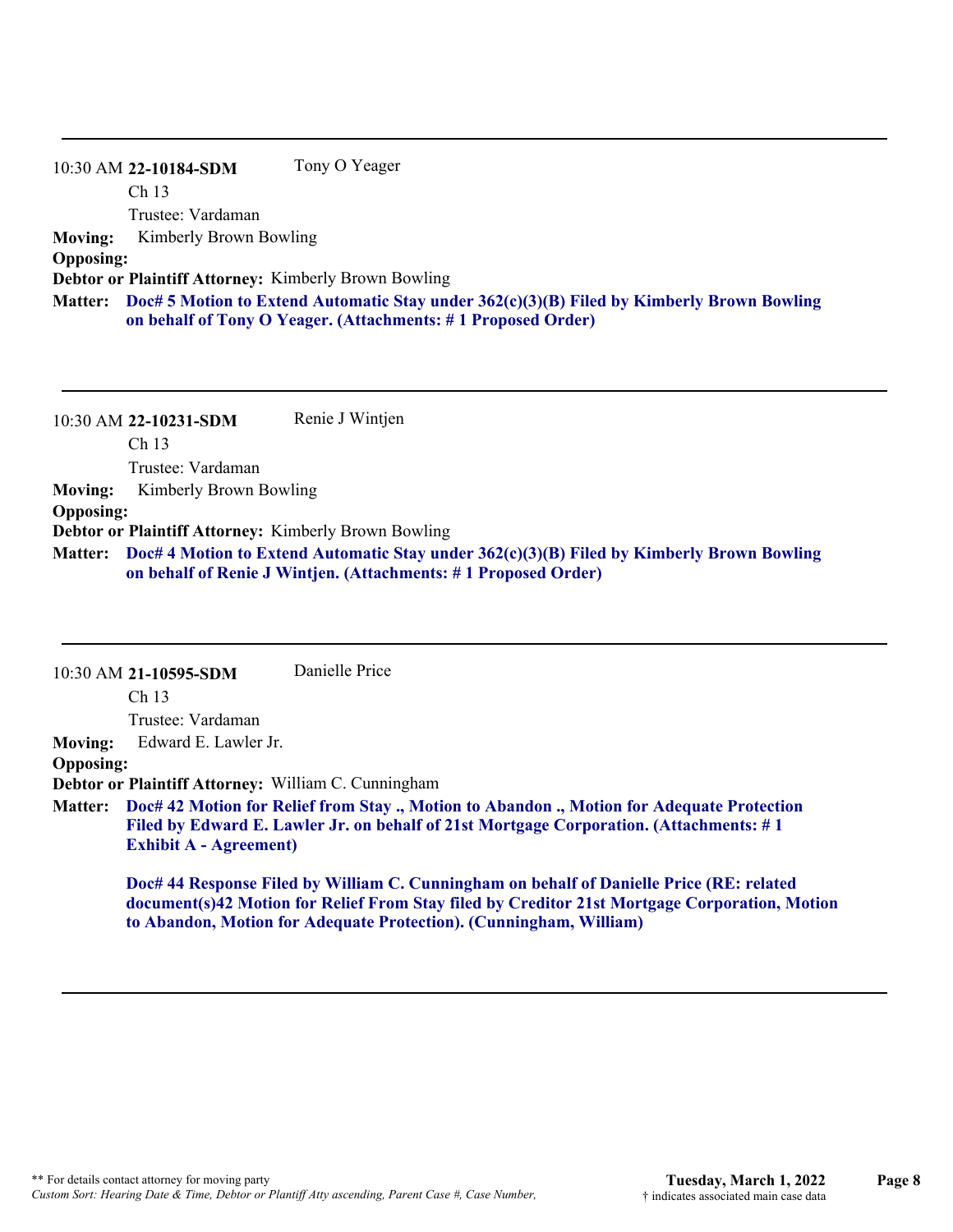---

10:30 AM **22-10184-SDM** Tony O Yeager
Ch 13
Trustee: Vardaman

**Moving:** Kimberly Brown Bowling
**Opposing:**
**Debtor or Plaintiff Attorney:** Kimberly Brown Bowling
**Matter:** **Doc# 5 Motion to Extend Automatic Stay under 362(c)(3)(B) Filed by Kimberly Brown Bowling on behalf of Tony O Yeager. (Attachments: # 1 Proposed Order)**

---

10:30 AM **22-10231-SDM** Renie J Wintjen
Ch 13
Trustee: Vardaman

**Moving:** Kimberly Brown Bowling
**Opposing:**
**Debtor or Plaintiff Attorney:** Kimberly Brown Bowling
**Matter:** **Doc# 4 Motion to Extend Automatic Stay under 362(c)(3)(B) Filed by Kimberly Brown Bowling on behalf of Renie J Wintjen. (Attachments: # 1 Proposed Order)**

---

10:30 AM **21-10595-SDM** Danielle Price
Ch 13
Trustee: Vardaman

**Moving:** Edward E. Lawler Jr.
**Opposing:**
**Debtor or Plaintiff Attorney:** William C. Cunningham
**Matter:** **Doc# 42 Motion for Relief from Stay ., Motion to Abandon ., Motion for Adequate Protection Filed by Edward E. Lawler Jr. on behalf of 21st Mortgage Corporation. (Attachments: # 1 Exhibit A - Agreement)**

**Doc# 44 Response Filed by William C. Cunningham on behalf of Danielle Price (RE: related document(s)42 Motion for Relief From Stay filed by Creditor 21st Mortgage Corporation, Motion to Abandon, Motion for Adequate Protection). (Cunningham, William)**

---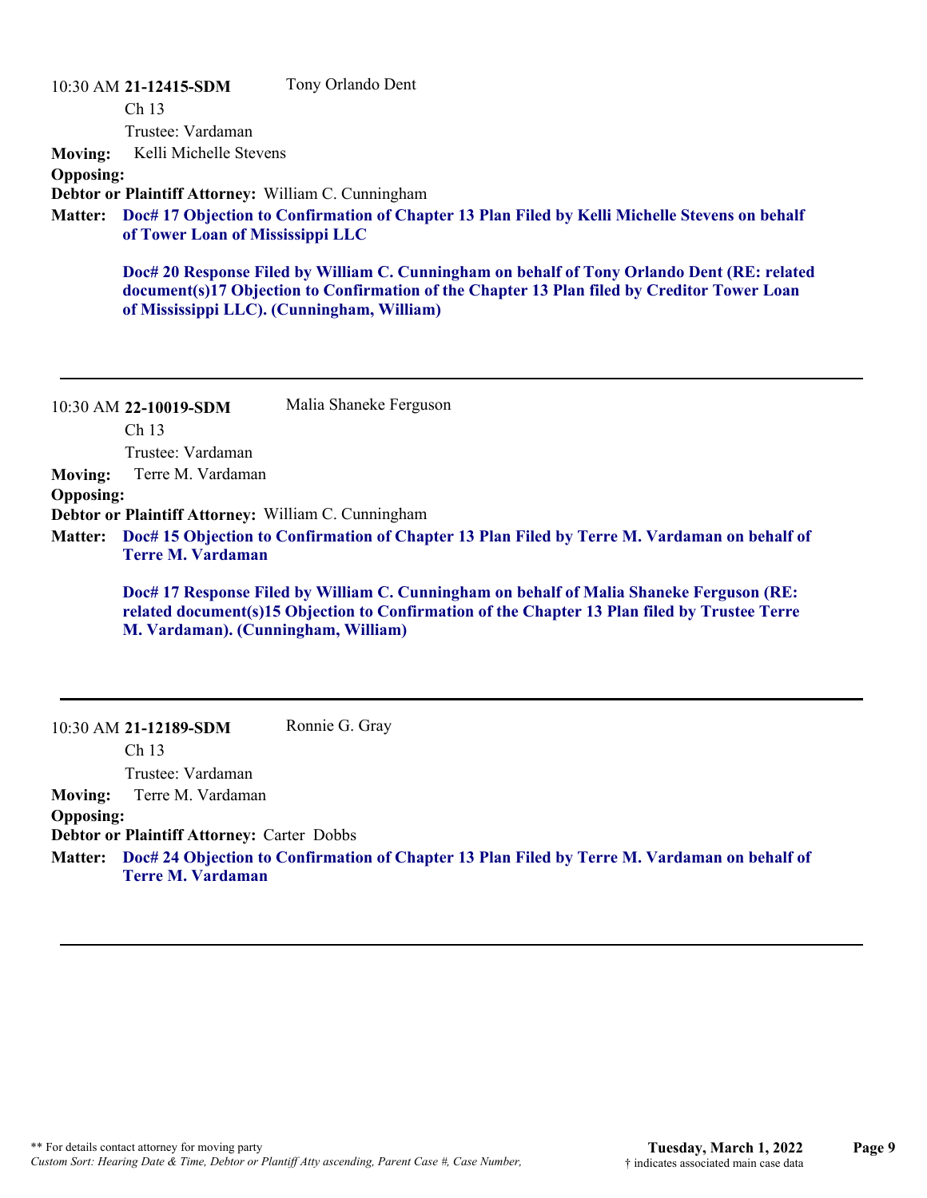10:30 AM **21-12415-SDM** Tony Orlando Dent

Ch 13

Trustee: Vardaman

**Moving:** Kelli Michelle Stevens

**Opposing:**

**Debtor or Plaintiff Attorney:** William C. Cunningham

**Matter:** **Doc# 17 Objection to Confirmation of Chapter 13 Plan Filed by Kelli Michelle Stevens on behalf of Tower Loan of Mississippi LLC**

**Doc# 20 Response Filed by William C. Cunningham on behalf of Tony Orlando Dent (RE: related document(s)17 Objection to Confirmation of the Chapter 13 Plan filed by Creditor Tower Loan of Mississippi LLC). (Cunningham, William)**

---

10:30 AM **22-10019-SDM** Malia Shaneke Ferguson

Ch 13

Trustee: Vardaman

**Moving:** Terre M. Vardaman

**Opposing:**

**Debtor or Plaintiff Attorney:** William C. Cunningham

**Matter:** **Doc# 15 Objection to Confirmation of Chapter 13 Plan Filed by Terre M. Vardaman on behalf of Terre M. Vardaman**

**Doc# 17 Response Filed by William C. Cunningham on behalf of Malia Shaneke Ferguson (RE: related document(s)15 Objection to Confirmation of the Chapter 13 Plan filed by Trustee Terre M. Vardaman). (Cunningham, William)**

---

10:30 AM **21-12189-SDM** Ronnie G. Gray

Ch 13

Trustee: Vardaman

**Moving:** Terre M. Vardaman

**Opposing:**

**Debtor or Plaintiff Attorney:** Carter Dobbs

**Matter:** **Doc# 24 Objection to Confirmation of Chapter 13 Plan Filed by Terre M. Vardaman on behalf of Terre M. Vardaman**

---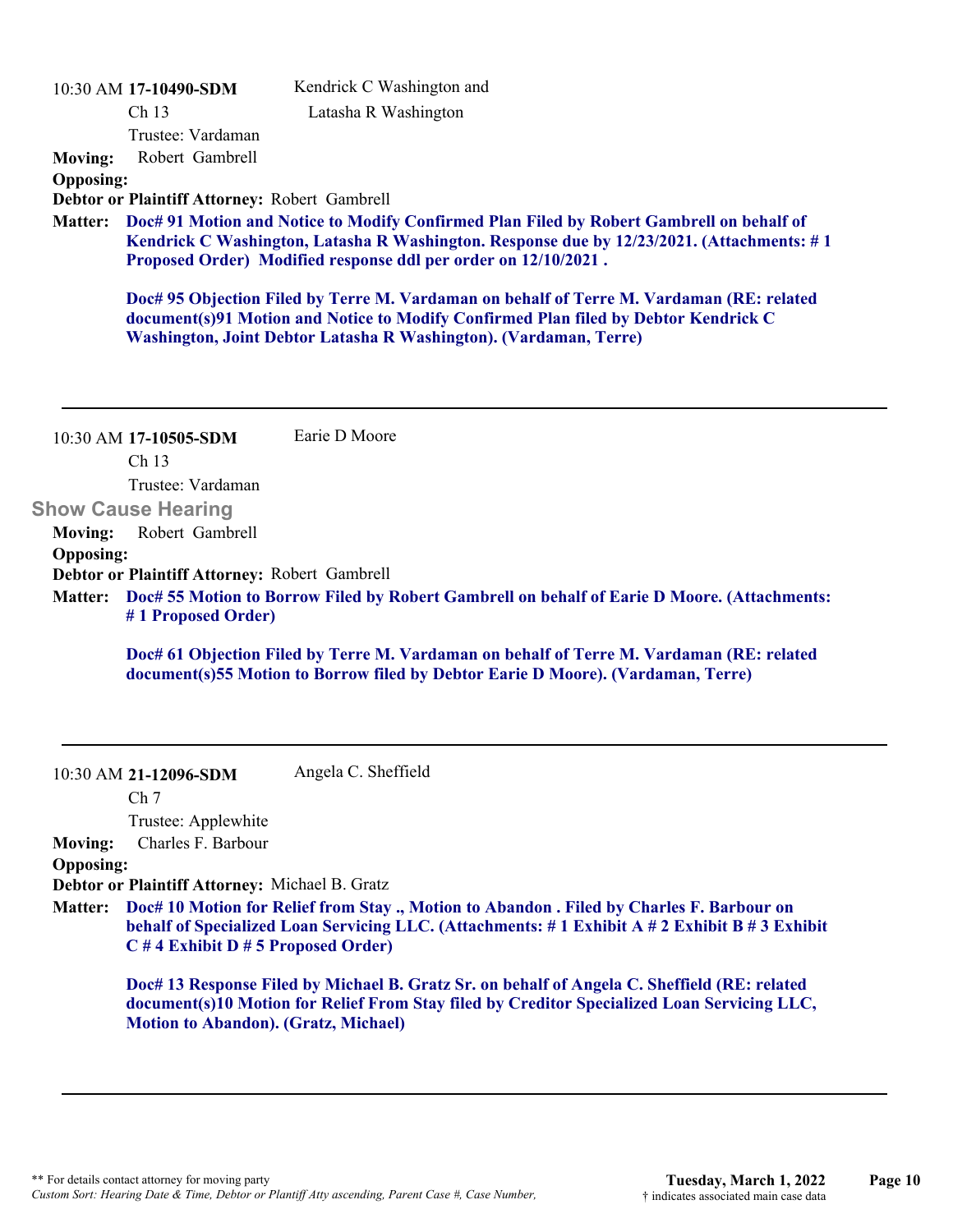10:30 AM **17-10490-SDM** Kendrick C Washington and Latasha R Washington

Ch 13

Trustee: Vardaman

**Moving:** Robert Gambrell

**Opposing:**

**Debtor or Plaintiff Attorney:** Robert Gambrell

**Matter:** **Doc# 91 Motion and Notice to Modify Confirmed Plan Filed by Robert Gambrell on behalf of Kendrick C Washington, Latasha R Washington. Response due by 12/23/2021. (Attachments: # 1 Proposed Order) Modified response ddl per order on 12/10/2021 .**

**Doc# 95 Objection Filed by Terre M. Vardaman on behalf of Terre M. Vardaman (RE: related document(s)91 Motion and Notice to Modify Confirmed Plan filed by Debtor Kendrick C Washington, Joint Debtor Latasha R Washington). (Vardaman, Terre)**

---

10:30 AM **17-10505-SDM** Earie D Moore

Ch 13

Trustee: Vardaman

## Show Cause Hearing

**Moving:** Robert Gambrell

**Opposing:**

**Debtor or Plaintiff Attorney:** Robert Gambrell

**Matter:** **Doc# 55 Motion to Borrow Filed by Robert Gambrell on behalf of Earie D Moore. (Attachments: # 1 Proposed Order)**

**Doc# 61 Objection Filed by Terre M. Vardaman on behalf of Terre M. Vardaman (RE: related document(s)55 Motion to Borrow filed by Debtor Earie D Moore). (Vardaman, Terre)**

---

10:30 AM **21-12096-SDM** Angela C. Sheffield

Ch 7

Trustee: Applewhite

**Moving:** Charles F. Barbour

**Opposing:**

**Debtor or Plaintiff Attorney:** Michael B. Gratz

**Matter:** **Doc# 10 Motion for Relief from Stay ., Motion to Abandon . Filed by Charles F. Barbour on behalf of Specialized Loan Servicing LLC. (Attachments: # 1 Exhibit A # 2 Exhibit B # 3 Exhibit C # 4 Exhibit D # 5 Proposed Order)**

**Doc# 13 Response Filed by Michael B. Gratz Sr. on behalf of Angela C. Sheffield (RE: related document(s)10 Motion for Relief From Stay filed by Creditor Specialized Loan Servicing LLC, Motion to Abandon). (Gratz, Michael)**

---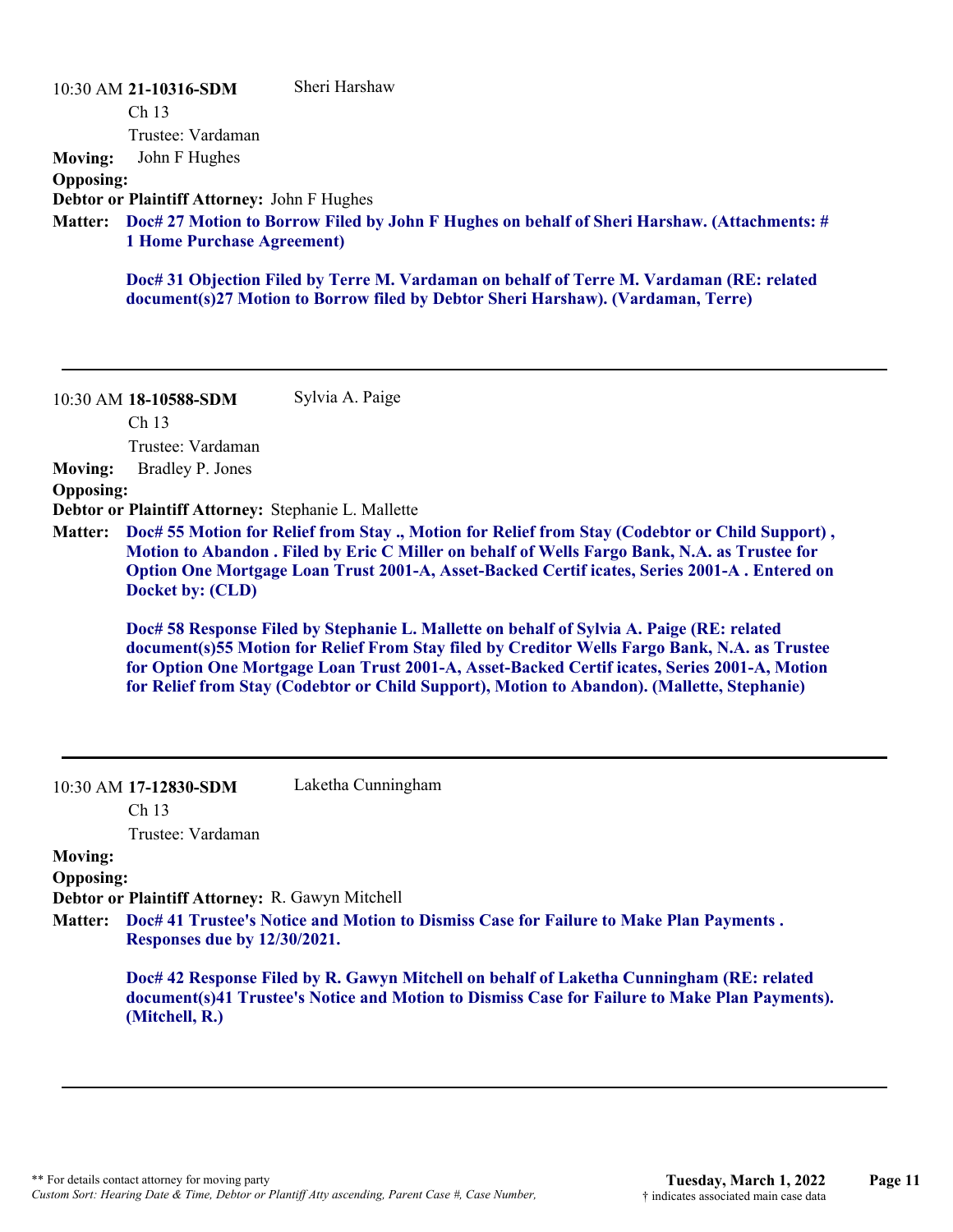10:30 AM **21-10316-SDM** Sheri Harshaw

Ch 13

Trustee: Vardaman

**Moving:** John F Hughes

**Opposing:**

**Debtor or Plaintiff Attorney:** John F Hughes

**Matter:** **Doc# 27 Motion to Borrow Filed by John F Hughes on behalf of Sheri Harshaw. (Attachments: # 1 Home Purchase Agreement)**

**Doc# 31 Objection Filed by Terre M. Vardaman on behalf of Terre M. Vardaman (RE: related document(s)27 Motion to Borrow filed by Debtor Sheri Harshaw). (Vardaman, Terre)**

---

10:30 AM **18-10588-SDM** Sylvia A. Paige

Ch 13

Trustee: Vardaman

**Moving:** Bradley P. Jones

**Opposing:**

**Debtor or Plaintiff Attorney:** Stephanie L. Mallette

**Matter:** **Doc# 55 Motion for Relief from Stay ., Motion for Relief from Stay (Codebtor or Child Support) , Motion to Abandon . Filed by Eric C Miller on behalf of Wells Fargo Bank, N.A. as Trustee for Option One Mortgage Loan Trust 2001-A, Asset-Backed Certif icates, Series 2001-A . Entered on Docket by: (CLD)**

**Doc# 58 Response Filed by Stephanie L. Mallette on behalf of Sylvia A. Paige (RE: related document(s)55 Motion for Relief From Stay filed by Creditor Wells Fargo Bank, N.A. as Trustee for Option One Mortgage Loan Trust 2001-A, Asset-Backed Certif icates, Series 2001-A, Motion for Relief from Stay (Codebtor or Child Support), Motion to Abandon). (Mallette, Stephanie)**

---

10:30 AM **17-12830-SDM** Laketha Cunningham

Ch 13

Trustee: Vardaman

**Moving:**

**Opposing:**

**Debtor or Plaintiff Attorney:** R. Gawyn Mitchell

**Matter:** **Doc# 41 Trustee's Notice and Motion to Dismiss Case for Failure to Make Plan Payments . Responses due by 12/30/2021.**

**Doc# 42 Response Filed by R. Gawyn Mitchell on behalf of Laketha Cunningham (RE: related document(s)41 Trustee's Notice and Motion to Dismiss Case for Failure to Make Plan Payments). (Mitchell, R.)**

---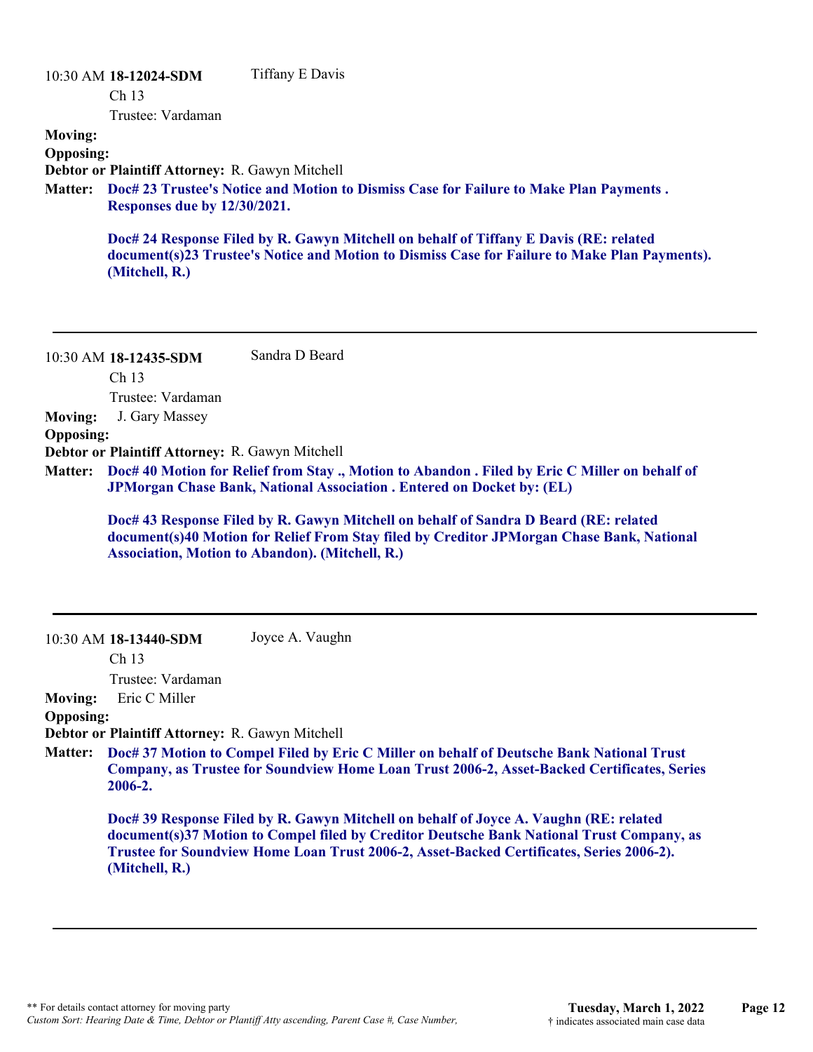10:30 AM **18-12024-SDM** Tiffany E Davis

Ch 13

Trustee: Vardaman

**Moving:**

**Opposing:**

**Debtor or Plaintiff Attorney:** R. Gawyn Mitchell

**Matter:** **Doc# 23 Trustee's Notice and Motion to Dismiss Case for Failure to Make Plan Payments . Responses due by 12/30/2021.**

**Doc# 24 Response Filed by R. Gawyn Mitchell on behalf of Tiffany E Davis (RE: related document(s)23 Trustee's Notice and Motion to Dismiss Case for Failure to Make Plan Payments). (Mitchell, R.)**

---

10:30 AM **18-12435-SDM** Sandra D Beard

Ch 13

Trustee: Vardaman

**Moving:** J. Gary Massey

**Opposing:**

**Debtor or Plaintiff Attorney:** R. Gawyn Mitchell

**Matter:** **Doc# 40 Motion for Relief from Stay ., Motion to Abandon . Filed by Eric C Miller on behalf of JPMorgan Chase Bank, National Association . Entered on Docket by: (EL)**

**Doc# 43 Response Filed by R. Gawyn Mitchell on behalf of Sandra D Beard (RE: related document(s)40 Motion for Relief From Stay filed by Creditor JPMorgan Chase Bank, National Association, Motion to Abandon). (Mitchell, R.)**

---

10:30 AM **18-13440-SDM** Joyce A. Vaughn

Ch 13

Trustee: Vardaman

**Moving:** Eric C Miller

**Opposing:**

**Debtor or Plaintiff Attorney:** R. Gawyn Mitchell

**Matter:** **Doc# 37 Motion to Compel Filed by Eric C Miller on behalf of Deutsche Bank National Trust Company, as Trustee for Soundview Home Loan Trust 2006-2, Asset-Backed Certificates, Series 2006-2.**

**Doc# 39 Response Filed by R. Gawyn Mitchell on behalf of Joyce A. Vaughn (RE: related document(s)37 Motion to Compel filed by Creditor Deutsche Bank National Trust Company, as Trustee for Soundview Home Loan Trust 2006-2, Asset-Backed Certificates, Series 2006-2). (Mitchell, R.)**

---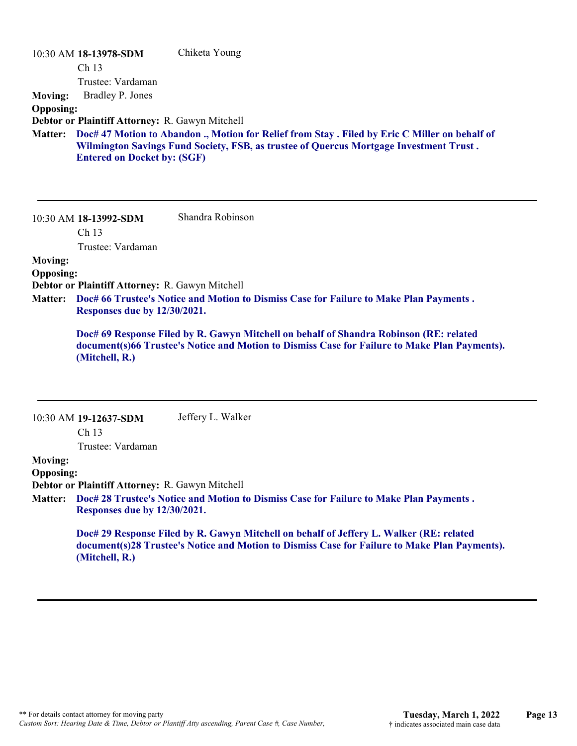10:30 AM **18-13978-SDM** Chiketa Young

Ch 13

Trustee: Vardaman

**Moving:** Bradley P. Jones

**Opposing:**

**Debtor or Plaintiff Attorney:** R. Gawyn Mitchell

**Matter:** **Doc# 47 Motion to Abandon ., Motion for Relief from Stay . Filed by Eric C Miller on behalf of Wilmington Savings Fund Society, FSB, as trustee of Quercus Mortgage Investment Trust . Entered on Docket by: (SGF)**

---

10:30 AM **18-13992-SDM** Shandra Robinson

Ch 13

Trustee: Vardaman

**Moving:**

**Opposing:**

**Debtor or Plaintiff Attorney:** R. Gawyn Mitchell

**Matter:** **Doc# 66 Trustee's Notice and Motion to Dismiss Case for Failure to Make Plan Payments . Responses due by 12/30/2021.**

**Doc# 69 Response Filed by R. Gawyn Mitchell on behalf of Shandra Robinson (RE: related document(s)66 Trustee's Notice and Motion to Dismiss Case for Failure to Make Plan Payments). (Mitchell, R.)**

---

10:30 AM **19-12637-SDM** Jeffery L. Walker

Ch 13

Trustee: Vardaman

**Moving:**

**Opposing:**

**Debtor or Plaintiff Attorney:** R. Gawyn Mitchell

**Matter:** **Doc# 28 Trustee's Notice and Motion to Dismiss Case for Failure to Make Plan Payments . Responses due by 12/30/2021.**

**Doc# 29 Response Filed by R. Gawyn Mitchell on behalf of Jeffery L. Walker (RE: related document(s)28 Trustee's Notice and Motion to Dismiss Case for Failure to Make Plan Payments). (Mitchell, R.)**

---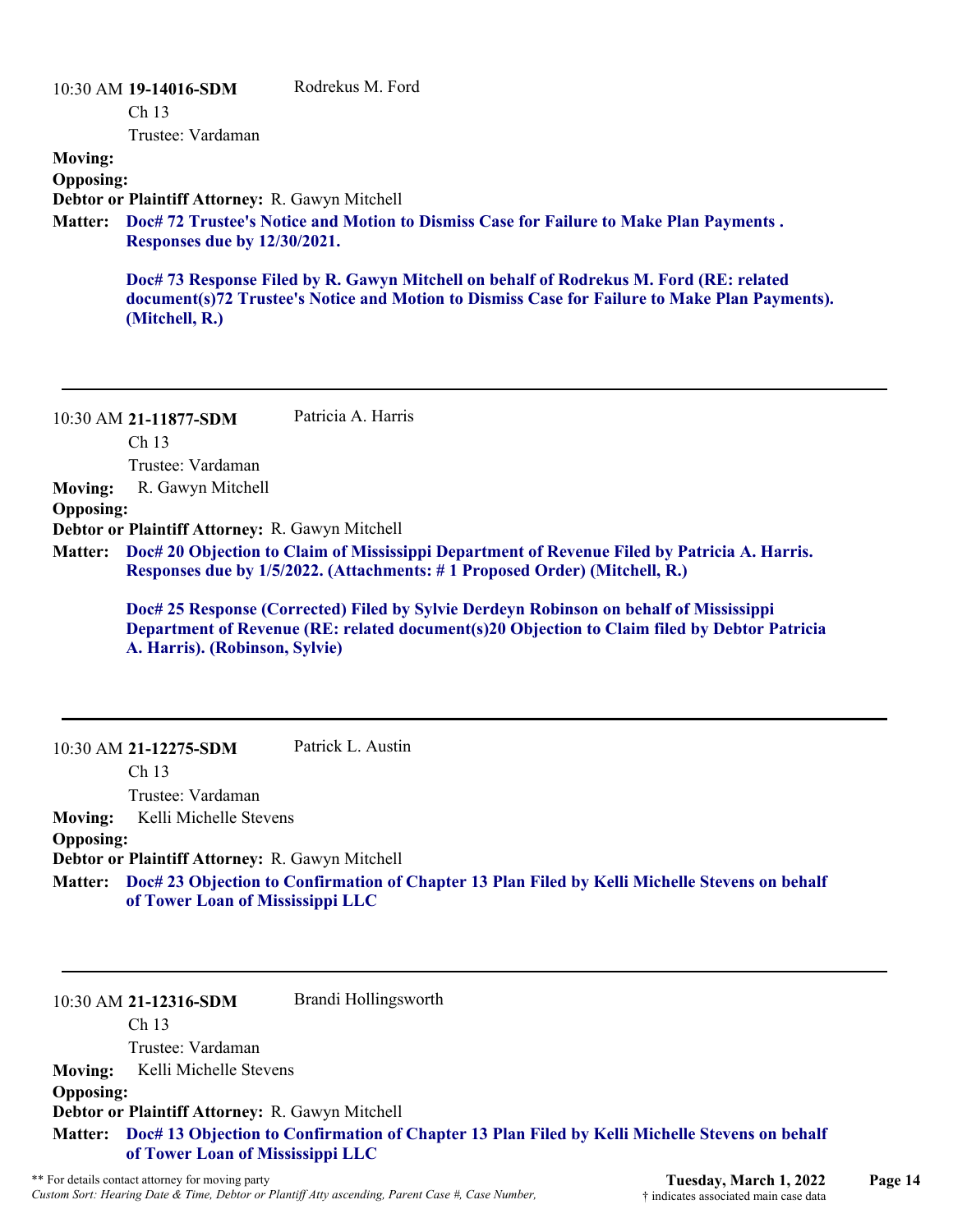10:30 AM **19-14016-SDM** Rodrekus M. Ford

Ch 13

Trustee: Vardaman

**Moving:**

**Opposing:**

**Debtor or Plaintiff Attorney:** R. Gawyn Mitchell

**Matter:** **Doc# 72 Trustee's Notice and Motion to Dismiss Case for Failure to Make Plan Payments . Responses due by 12/30/2021.**

**Doc# 73 Response Filed by R. Gawyn Mitchell on behalf of Rodrekus M. Ford (RE: related document(s)72 Trustee's Notice and Motion to Dismiss Case for Failure to Make Plan Payments). (Mitchell, R.)**

---

10:30 AM **21-11877-SDM** Patricia A. Harris

Ch 13

Trustee: Vardaman

**Moving:** R. Gawyn Mitchell

**Opposing:**

**Debtor or Plaintiff Attorney:** R. Gawyn Mitchell

**Matter:** **Doc# 20 Objection to Claim of Mississippi Department of Revenue Filed by Patricia A. Harris. Responses due by 1/5/2022. (Attachments: # 1 Proposed Order) (Mitchell, R.)**

**Doc# 25 Response (Corrected) Filed by Sylvie Derdeyn Robinson on behalf of Mississippi Department of Revenue (RE: related document(s)20 Objection to Claim filed by Debtor Patricia A. Harris). (Robinson, Sylvie)**

---

10:30 AM **21-12275-SDM** Patrick L. Austin

Ch 13

Trustee: Vardaman

**Moving:** Kelli Michelle Stevens

**Opposing:**

**Debtor or Plaintiff Attorney:** R. Gawyn Mitchell

**Matter:** **Doc# 23 Objection to Confirmation of Chapter 13 Plan Filed by Kelli Michelle Stevens on behalf of Tower Loan of Mississippi LLC**

---

10:30 AM **21-12316-SDM** Brandi Hollingsworth

Ch 13

Trustee: Vardaman

**Moving:** Kelli Michelle Stevens

**Opposing:**

**Debtor or Plaintiff Attorney:** R. Gawyn Mitchell

**Matter:** **Doc# 13 Objection to Confirmation of Chapter 13 Plan Filed by Kelli Michelle Stevens on behalf of Tower Loan of Mississippi LLC**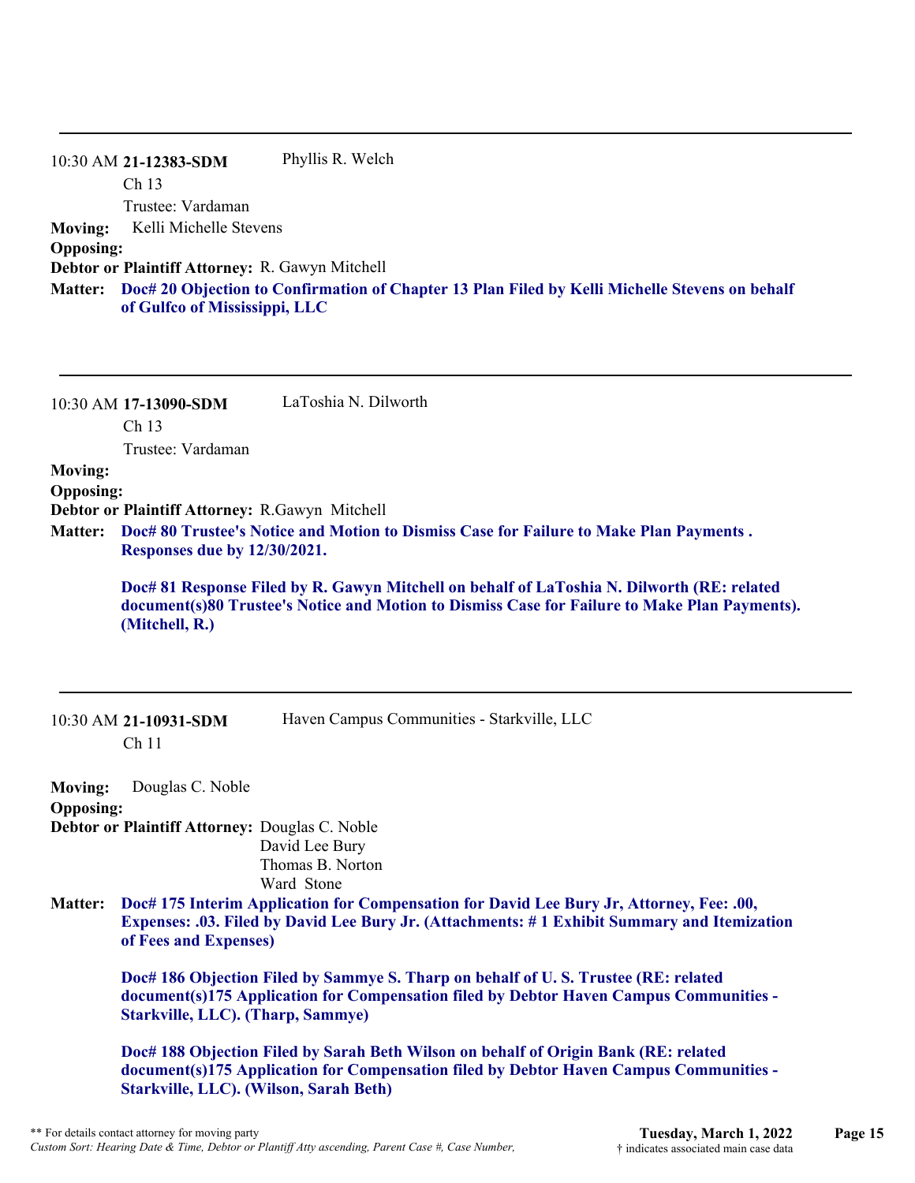---

10:30 AM **21-12383-SDM** Phyllis R. Welch

Ch 13

Trustee: Vardaman

**Moving:** Kelli Michelle Stevens

**Opposing:**

**Debtor or Plaintiff Attorney:** R. Gawyn Mitchell

**Matter:** **Doc# 20 Objection to Confirmation of Chapter 13 Plan Filed by Kelli Michelle Stevens on behalf of Gulfco of Mississippi, LLC**

---

10:30 AM **17-13090-SDM** LaToshia N. Dilworth

Ch 13

Trustee: Vardaman

**Moving:**

**Opposing:**

**Debtor or Plaintiff Attorney:** R.Gawyn Mitchell

**Matter:** **Doc# 80 Trustee's Notice and Motion to Dismiss Case for Failure to Make Plan Payments . Responses due by 12/30/2021.**

**Doc# 81 Response Filed by R. Gawyn Mitchell on behalf of LaToshia N. Dilworth (RE: related document(s)80 Trustee's Notice and Motion to Dismiss Case for Failure to Make Plan Payments). (Mitchell, R.)**

---

10:30 AM **21-10931-SDM** Haven Campus Communities - Starkville, LLC

Ch 11

**Moving:** Douglas C. Noble

**Opposing:**

**Debtor or Plaintiff Attorney:** Douglas C. Noble
David Lee Bury
Thomas B. Norton
Ward Stone

**Matter:** **Doc# 175 Interim Application for Compensation for David Lee Bury Jr, Attorney, Fee: .00, Expenses: .03. Filed by David Lee Bury Jr. (Attachments: # 1 Exhibit Summary and Itemization of Fees and Expenses)**

**Doc# 186 Objection Filed by Sammye S. Tharp on behalf of U. S. Trustee (RE: related document(s)175 Application for Compensation filed by Debtor Haven Campus Communities - Starkville, LLC). (Tharp, Sammye)**

**Doc# 188 Objection Filed by Sarah Beth Wilson on behalf of Origin Bank (RE: related document(s)175 Application for Compensation filed by Debtor Haven Campus Communities - Starkville, LLC). (Wilson, Sarah Beth)**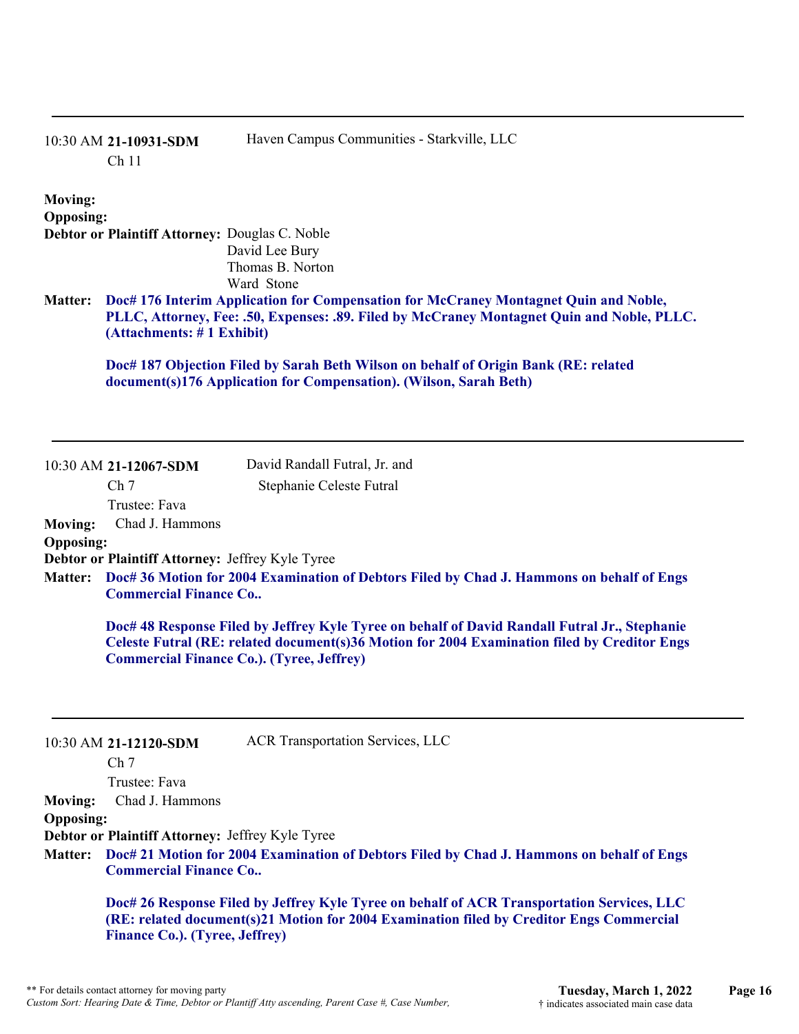---

10:30 AM **21-10931-SDM** Haven Campus Communities - Starkville, LLC
Ch 11

**Moving:**
**Opposing:**
**Debtor or Plaintiff Attorney:** Douglas C. Noble
David Lee Bury
Thomas B. Norton
Ward Stone

**Matter:** **Doc# 176 Interim Application for Compensation for McCraney Montagnet Quin and Noble, PLLC, Attorney, Fee: .50, Expenses: .89. Filed by McCraney Montagnet Quin and Noble, PLLC. (Attachments: # 1 Exhibit)**

**Doc# 187 Objection Filed by Sarah Beth Wilson on behalf of Origin Bank (RE: related document(s)176 Application for Compensation). (Wilson, Sarah Beth)**

---

10:30 AM **21-12067-SDM** David Randall Futral, Jr. and Stephanie Celeste Futral
Ch 7
Trustee: Fava

**Moving:** Chad J. Hammons
**Opposing:**
**Debtor or Plaintiff Attorney:** Jeffrey Kyle Tyree

**Matter:** **Doc# 36 Motion for 2004 Examination of Debtors Filed by Chad J. Hammons on behalf of Engs Commercial Finance Co..**

**Doc# 48 Response Filed by Jeffrey Kyle Tyree on behalf of David Randall Futral Jr., Stephanie Celeste Futral (RE: related document(s)36 Motion for 2004 Examination filed by Creditor Engs Commercial Finance Co.). (Tyree, Jeffrey)**

---

10:30 AM **21-12120-SDM** ACR Transportation Services, LLC
Ch 7
Trustee: Fava

**Moving:** Chad J. Hammons
**Opposing:**
**Debtor or Plaintiff Attorney:** Jeffrey Kyle Tyree

**Matter:** **Doc# 21 Motion for 2004 Examination of Debtors Filed by Chad J. Hammons on behalf of Engs Commercial Finance Co..**

**Doc# 26 Response Filed by Jeffrey Kyle Tyree on behalf of ACR Transportation Services, LLC (RE: related document(s)21 Motion for 2004 Examination filed by Creditor Engs Commercial Finance Co.). (Tyree, Jeffrey)**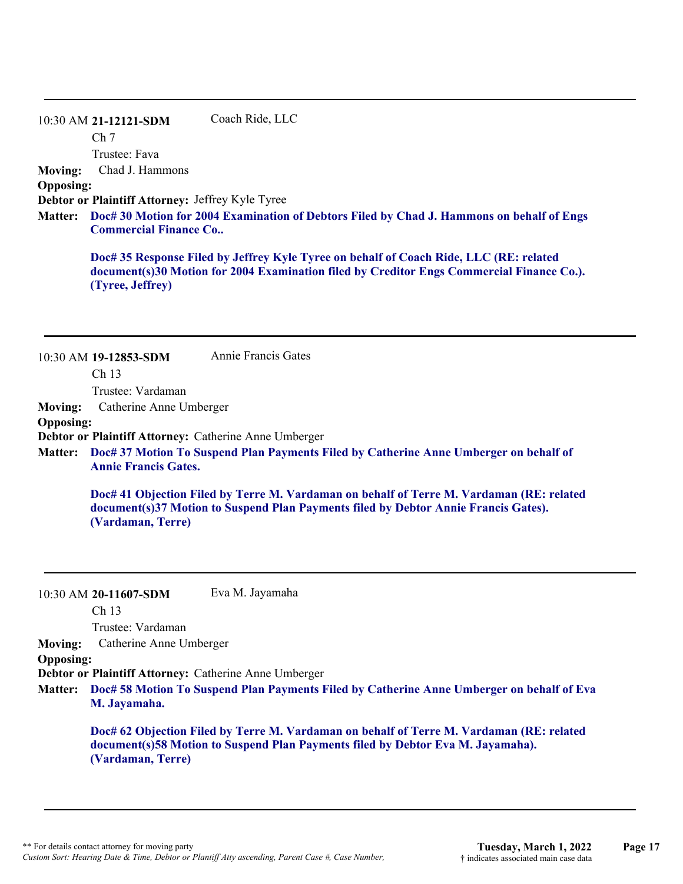---

10:30 AM **21-12121-SDM** Coach Ride, LLC

Ch 7

Trustee: Fava

**Moving:** Chad J. Hammons

**Opposing:**

**Debtor or Plaintiff Attorney:** Jeffrey Kyle Tyree

**Matter:** **Doc# 30 Motion for 2004 Examination of Debtors Filed by Chad J. Hammons on behalf of Engs Commercial Finance Co..**

**Doc# 35 Response Filed by Jeffrey Kyle Tyree on behalf of Coach Ride, LLC (RE: related document(s)30 Motion for 2004 Examination filed by Creditor Engs Commercial Finance Co.). (Tyree, Jeffrey)**

---

10:30 AM **19-12853-SDM** Annie Francis Gates

Ch 13

Trustee: Vardaman

**Moving:** Catherine Anne Umberger

**Opposing:**

**Debtor or Plaintiff Attorney:** Catherine Anne Umberger

**Matter:** **Doc# 37 Motion To Suspend Plan Payments Filed by Catherine Anne Umberger on behalf of Annie Francis Gates.**

**Doc# 41 Objection Filed by Terre M. Vardaman on behalf of Terre M. Vardaman (RE: related document(s)37 Motion to Suspend Plan Payments filed by Debtor Annie Francis Gates). (Vardaman, Terre)**

---

10:30 AM **20-11607-SDM** Eva M. Jayamaha

Ch 13

Trustee: Vardaman

**Moving:** Catherine Anne Umberger

**Opposing:**

**Debtor or Plaintiff Attorney:** Catherine Anne Umberger

**Matter:** **Doc# 58 Motion To Suspend Plan Payments Filed by Catherine Anne Umberger on behalf of Eva M. Jayamaha.**

**Doc# 62 Objection Filed by Terre M. Vardaman on behalf of Terre M. Vardaman (RE: related document(s)58 Motion to Suspend Plan Payments filed by Debtor Eva M. Jayamaha). (Vardaman, Terre)**

---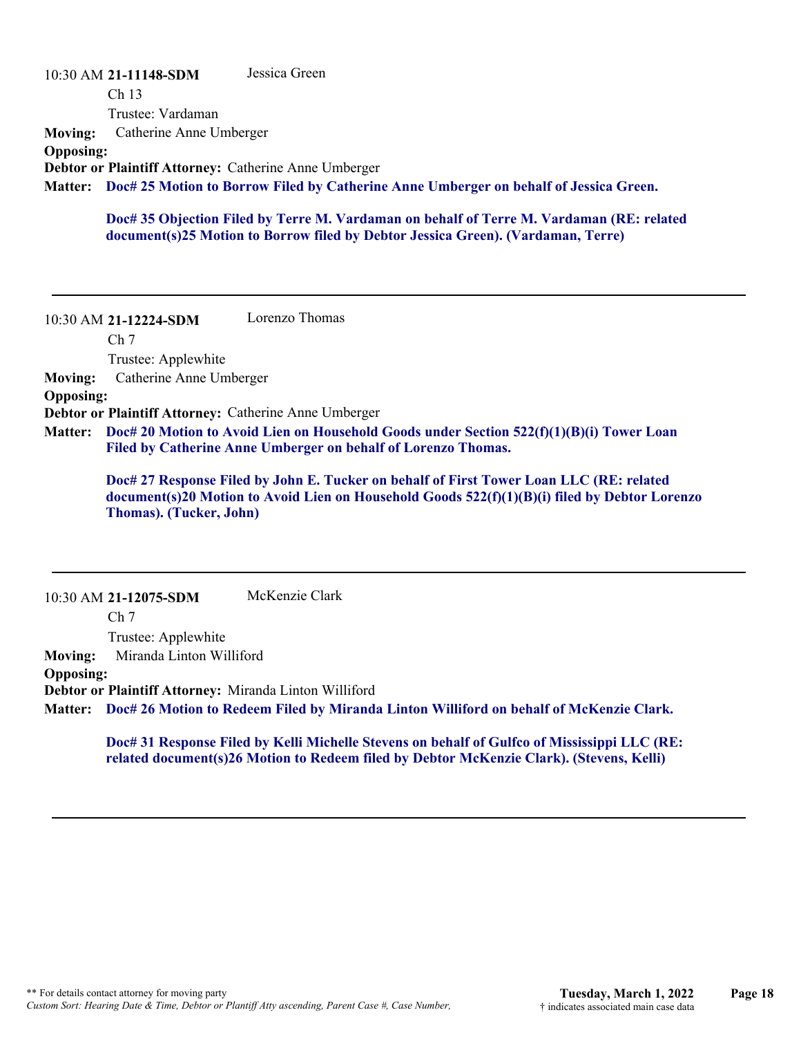10:30 AM **21-11148-SDM** Jessica Green

Ch 13

Trustee: Vardaman

**Moving:** Catherine Anne Umberger

**Opposing:**

**Debtor or Plaintiff Attorney:** Catherine Anne Umberger

**Matter:** **Doc# 25 Motion to Borrow Filed by Catherine Anne Umberger on behalf of Jessica Green.**

**Doc# 35 Objection Filed by Terre M. Vardaman on behalf of Terre M. Vardaman (RE: related document(s)25 Motion to Borrow filed by Debtor Jessica Green). (Vardaman, Terre)**

---

10:30 AM **21-12224-SDM** Lorenzo Thomas

Ch 7

Trustee: Applewhite

**Moving:** Catherine Anne Umberger

**Opposing:**

**Debtor or Plaintiff Attorney:** Catherine Anne Umberger

**Matter:** **Doc# 20 Motion to Avoid Lien on Household Goods under Section 522(f)(1)(B)(i) Tower Loan Filed by Catherine Anne Umberger on behalf of Lorenzo Thomas.**

**Doc# 27 Response Filed by John E. Tucker on behalf of First Tower Loan LLC (RE: related document(s)20 Motion to Avoid Lien on Household Goods 522(f)(1)(B)(i) filed by Debtor Lorenzo Thomas). (Tucker, John)**

---

10:30 AM **21-12075-SDM** McKenzie Clark

Ch 7

Trustee: Applewhite

**Moving:** Miranda Linton Williford

**Opposing:**

**Debtor or Plaintiff Attorney:** Miranda Linton Williford

**Matter:** **Doc# 26 Motion to Redeem Filed by Miranda Linton Williford on behalf of McKenzie Clark.**

**Doc# 31 Response Filed by Kelli Michelle Stevens on behalf of Gulfco of Mississippi LLC (RE: related document(s)26 Motion to Redeem filed by Debtor McKenzie Clark). (Stevens, Kelli)**

---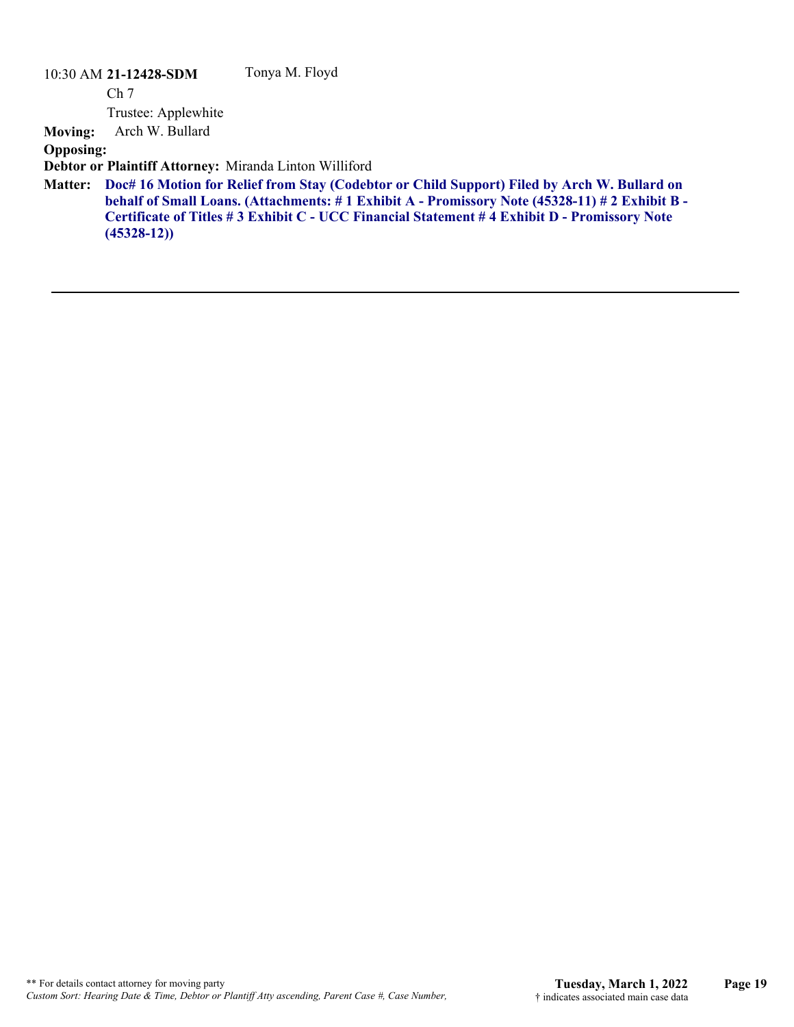10:30 AM **21-12428-SDM** Tonya M. Floyd

Ch 7

Trustee: Applewhite

**Moving:** Arch W. Bullard

**Opposing:**

**Debtor or Plaintiff Attorney:** Miranda Linton Williford

**Matter:** **Doc# 16 Motion for Relief from Stay (Codebtor or Child Support) Filed by Arch W. Bullard on behalf of Small Loans. (Attachments: # 1 Exhibit A - Promissory Note (45328-11) # 2 Exhibit B - Certificate of Titles # 3 Exhibit C - UCC Financial Statement # 4 Exhibit D - Promissory Note (45328-12))**

---